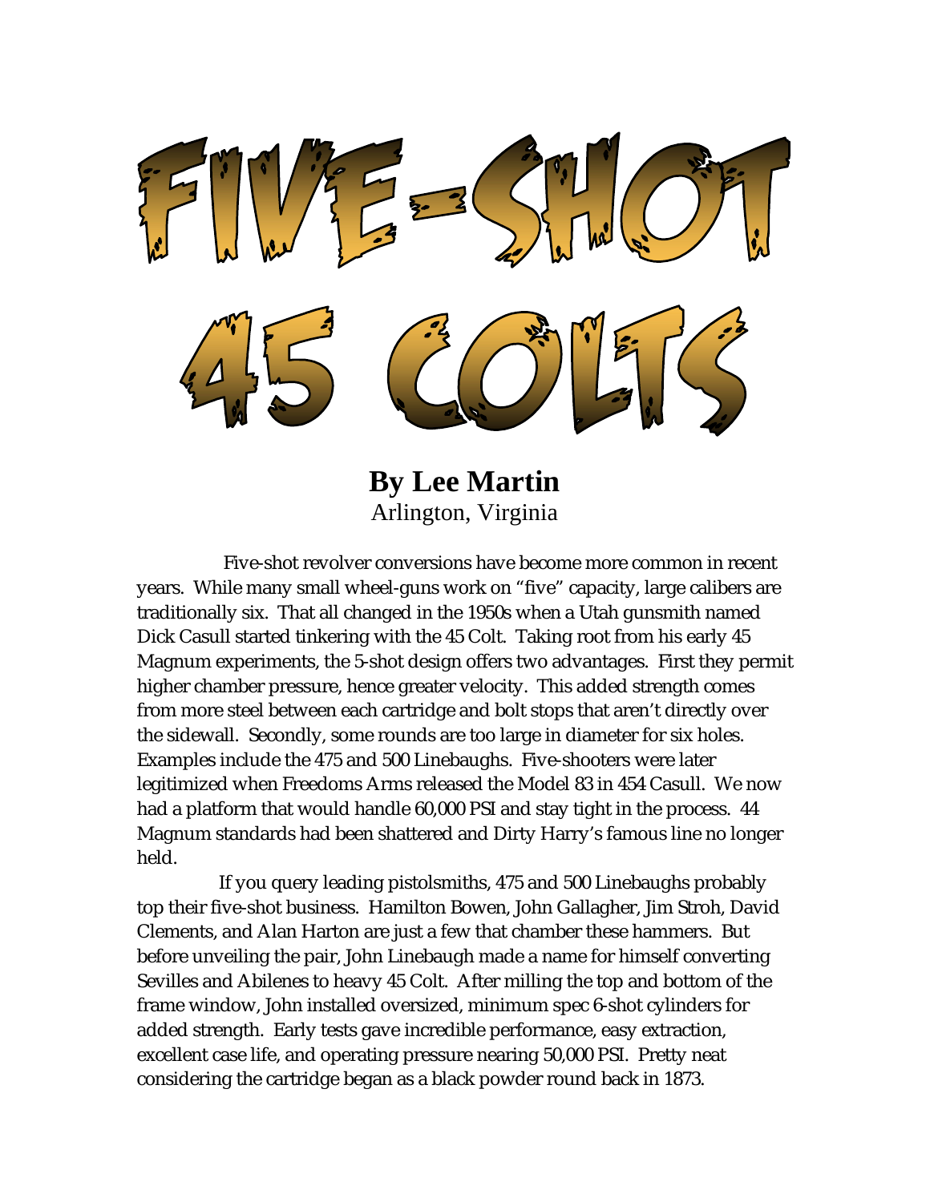# FIVE-SHOT 45 COLTS

**By Lee Martin**
Arlington, Virginia

Five-shot revolver conversions have become more common in recent years. While many small wheel-guns work on "five" capacity, large calibers are traditionally six. That all changed in the 1950s when a Utah gunsmith named Dick Casull started tinkering with the 45 Colt. Taking root from his early 45 Magnum experiments, the 5-shot design offers two advantages. First they permit higher chamber pressure, hence greater velocity. This added strength comes from more steel between each cartridge and bolt stops that aren't directly over the sidewall. Secondly, some rounds are too large in diameter for six holes. Examples include the 475 and 500 Linebaughs. Five-shooters were later legitimized when Freedoms Arms released the Model 83 in 454 Casull. We now had a platform that would handle 60,000 PSI and stay tight in the process. 44 Magnum standards had been shattered and Dirty Harry's famous line no longer held.

If you query leading pistolsmiths, 475 and 500 Linebaughs probably top their five-shot business. Hamilton Bowen, John Gallagher, Jim Stroh, David Clements, and Alan Harton are just a few that chamber these hammers. But before unveiling the pair, John Linebaugh made a name for himself converting Sevilles and Abilenes to heavy 45 Colt. After milling the top and bottom of the frame window, John installed oversized, minimum spec 6-shot cylinders for added strength. Early tests gave incredible performance, easy extraction, excellent case life, and operating pressure nearing 50,000 PSI. Pretty neat considering the cartridge began as a black powder round back in 1873.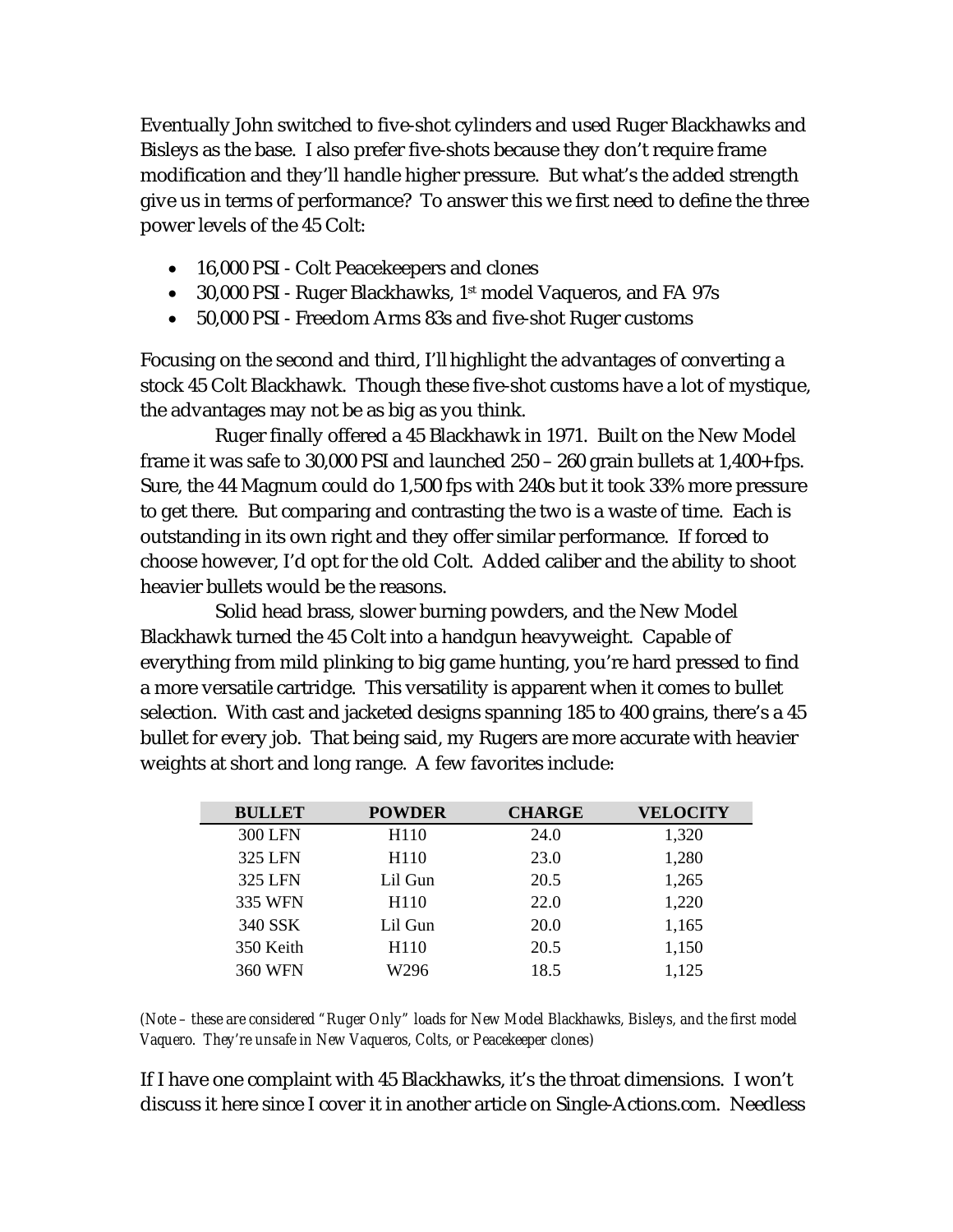Eventually John switched to five-shot cylinders and used Ruger Blackhawks and Bisleys as the base. I also prefer five-shots because they don't require frame modification and they'll handle higher pressure. But what's the added strength give us in terms of performance? To answer this we first need to define the three power levels of the 45 Colt:

- 16,000 PSI - Colt Peacekeepers and clones
- 30,000 PSI - Ruger Blackhawks, 1st model Vaqueros, and FA 97s
- 50,000 PSI - Freedom Arms 83s and five-shot Ruger customs

Focusing on the second and third, I'll highlight the advantages of converting a stock 45 Colt Blackhawk. Though these five-shot customs have a lot of mystique, the advantages may not be as big as you think.

Ruger finally offered a 45 Blackhawk in 1971. Built on the New Model frame it was safe to 30,000 PSI and launched 250 – 260 grain bullets at 1,400+ fps. Sure, the 44 Magnum could do 1,500 fps with 240s but it took 33% more pressure to get there. But comparing and contrasting the two is a waste of time. Each is outstanding in its own right and they offer similar performance. If forced to choose however, I'd opt for the old Colt. Added caliber and the ability to shoot heavier bullets would be the reasons.

Solid head brass, slower burning powders, and the New Model Blackhawk turned the 45 Colt into a handgun heavyweight. Capable of everything from mild plinking to big game hunting, you're hard pressed to find a more versatile cartridge. This versatility is apparent when it comes to bullet selection. With cast and jacketed designs spanning 185 to 400 grains, there's a 45 bullet for every job. That being said, my Rugers are more accurate with heavier weights at short and long range. A few favorites include:

| BULLET | POWDER | CHARGE | VELOCITY |
|---|---|---|---|
| 300 LFN | H110 | 24.0 | 1,320 |
| 325 LFN | H110 | 23.0 | 1,280 |
| 325 LFN | Lil Gun | 20.5 | 1,265 |
| 335 WFN | H110 | 22.0 | 1,220 |
| 340 SSK | Lil Gun | 20.0 | 1,165 |
| 350 Keith | H110 | 20.5 | 1,150 |
| 360 WFN | W296 | 18.5 | 1,125 |

*(Note – these are considered "Ruger Only" loads for New Model Blackhawks, Bisleys, and the first model Vaquero. They're unsafe in New Vaqueros, Colts, or Peacekeeper clones)*

If I have one complaint with 45 Blackhawks, it's the throat dimensions. I won't discuss it here since I cover it in another article on Single-Actions.com. Needless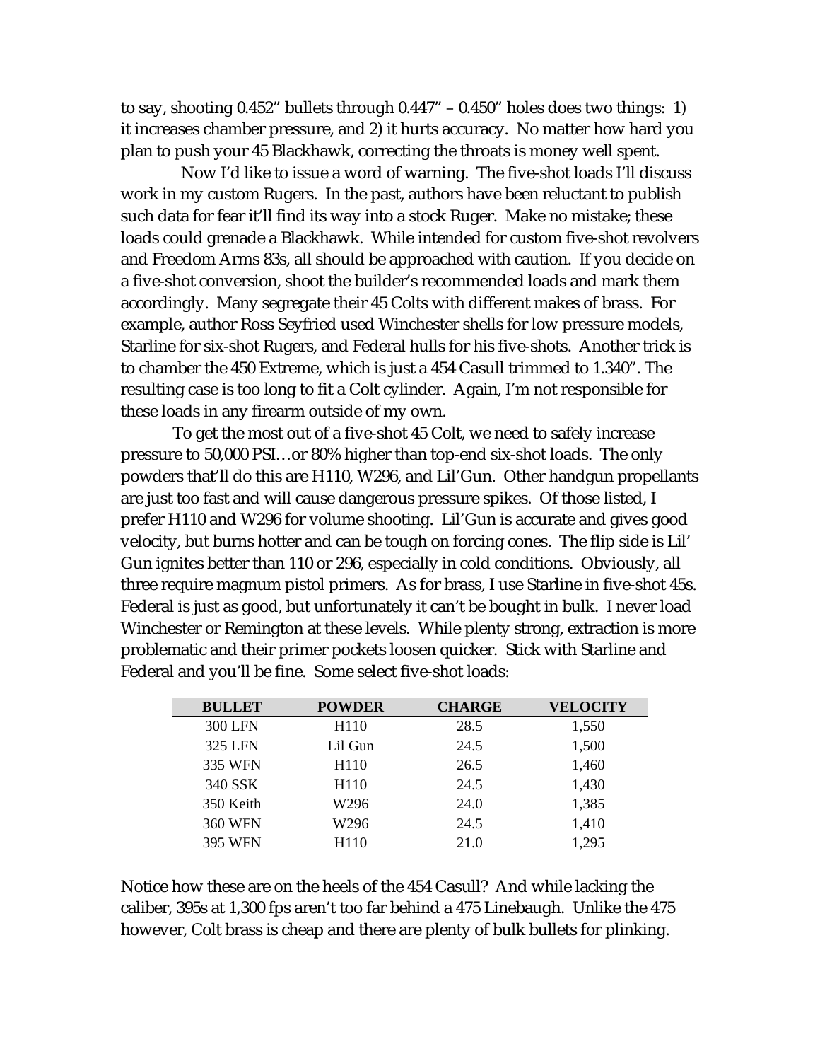to say, shooting 0.452" bullets through 0.447" – 0.450" holes does two things: 1) it increases chamber pressure, and 2) it hurts accuracy. No matter how hard you plan to push your 45 Blackhawk, correcting the throats is money well spent.

Now I'd like to issue a word of warning. The five-shot loads I'll discuss work in my custom Rugers. In the past, authors have been reluctant to publish such data for fear it'll find its way into a stock Ruger. Make no mistake; these loads could grenade a Blackhawk. While intended for custom five-shot revolvers and Freedom Arms 83s, all should be approached with caution. If you decide on a five-shot conversion, shoot the builder's recommended loads and mark them accordingly. Many segregate their 45 Colts with different makes of brass. For example, author Ross Seyfried used Winchester shells for low pressure models, Starline for six-shot Rugers, and Federal hulls for his five-shots. Another trick is to chamber the 450 Extreme, which is just a 454 Casull trimmed to 1.340". The resulting case is too long to fit a Colt cylinder. Again, I'm not responsible for these loads in any firearm outside of my own.

To get the most out of a five-shot 45 Colt, we need to safely increase pressure to 50,000 PSI…or 80% higher than top-end six-shot loads. The only powders that'll do this are H110, W296, and Lil'Gun. Other handgun propellants are just too fast and will cause dangerous pressure spikes. Of those listed, I prefer H110 and W296 for volume shooting. Lil'Gun is accurate and gives good velocity, but burns hotter and can be tough on forcing cones. The flip side is Lil' Gun ignites better than 110 or 296, especially in cold conditions. Obviously, all three require magnum pistol primers. As for brass, I use Starline in five-shot 45s. Federal is just as good, but unfortunately it can't be bought in bulk. I never load Winchester or Remington at these levels. While plenty strong, extraction is more problematic and their primer pockets loosen quicker. Stick with Starline and Federal and you'll be fine. Some select five-shot loads:

| BULLET | POWDER | CHARGE | VELOCITY |
|---|---|---|---|
| 300 LFN | H110 | 28.5 | 1,550 |
| 325 LFN | Lil Gun | 24.5 | 1,500 |
| 335 WFN | H110 | 26.5 | 1,460 |
| 340 SSK | H110 | 24.5 | 1,430 |
| 350 Keith | W296 | 24.0 | 1,385 |
| 360 WFN | W296 | 24.5 | 1,410 |
| 395 WFN | H110 | 21.0 | 1,295 |

Notice how these are on the heels of the 454 Casull? And while lacking the caliber, 395s at 1,300 fps aren't too far behind a 475 Linebaugh. Unlike the 475 however, Colt brass is cheap and there are plenty of bulk bullets for plinking.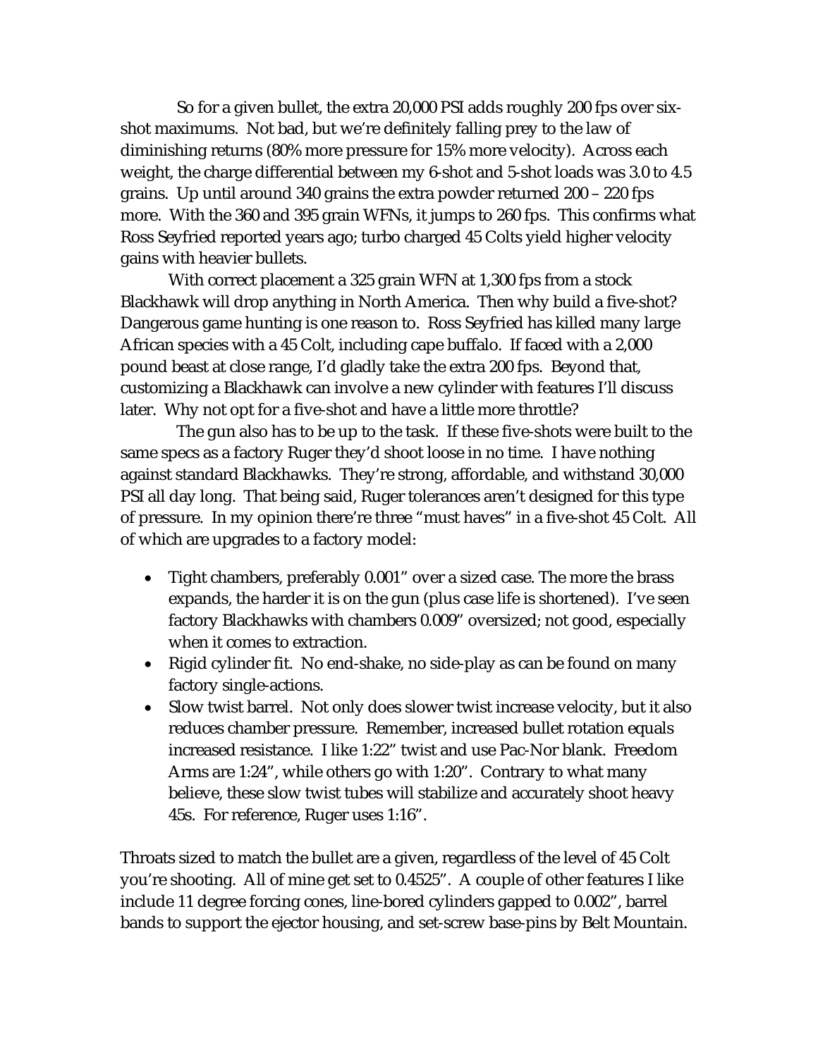So for a given bullet, the extra 20,000 PSI adds roughly 200 fps over six-shot maximums. Not bad, but we're definitely falling prey to the law of diminishing returns (80% more pressure for 15% more velocity). Across each weight, the charge differential between my 6-shot and 5-shot loads was 3.0 to 4.5 grains. Up until around 340 grains the extra powder returned 200 – 220 fps more. With the 360 and 395 grain WFNs, it jumps to 260 fps. This confirms what Ross Seyfried reported years ago; turbo charged 45 Colts yield higher velocity gains with heavier bullets.

With correct placement a 325 grain WFN at 1,300 fps from a stock Blackhawk will drop anything in North America. Then why build a five-shot? Dangerous game hunting is one reason to. Ross Seyfried has killed many large African species with a 45 Colt, including cape buffalo. If faced with a 2,000 pound beast at close range, I'd gladly take the extra 200 fps. Beyond that, customizing a Blackhawk can involve a new cylinder with features I'll discuss later. Why not opt for a five-shot and have a little more throttle?

The gun also has to be up to the task. If these five-shots were built to the same specs as a factory Ruger they'd shoot loose in no time. I have nothing against standard Blackhawks. They're strong, affordable, and withstand 30,000 PSI all day long. That being said, Ruger tolerances aren't designed for this type of pressure. In my opinion there're three "must haves" in a five-shot 45 Colt. All of which are upgrades to a factory model:

- Tight chambers, preferably 0.001" over a sized case. The more the brass expands, the harder it is on the gun (plus case life is shortened). I've seen factory Blackhawks with chambers 0.009" oversized; not good, especially when it comes to extraction.
- Rigid cylinder fit. No end-shake, no side-play as can be found on many factory single-actions.
- Slow twist barrel. Not only does slower twist increase velocity, but it also reduces chamber pressure. Remember, increased bullet rotation equals increased resistance. I like 1:22" twist and use Pac-Nor blank. Freedom Arms are 1:24", while others go with 1:20". Contrary to what many believe, these slow twist tubes will stabilize and accurately shoot heavy 45s. For reference, Ruger uses 1:16".

Throats sized to match the bullet are a given, regardless of the level of 45 Colt you're shooting. All of mine get set to 0.4525". A couple of other features I like include 11 degree forcing cones, line-bored cylinders gapped to 0.002", barrel bands to support the ejector housing, and set-screw base-pins by Belt Mountain.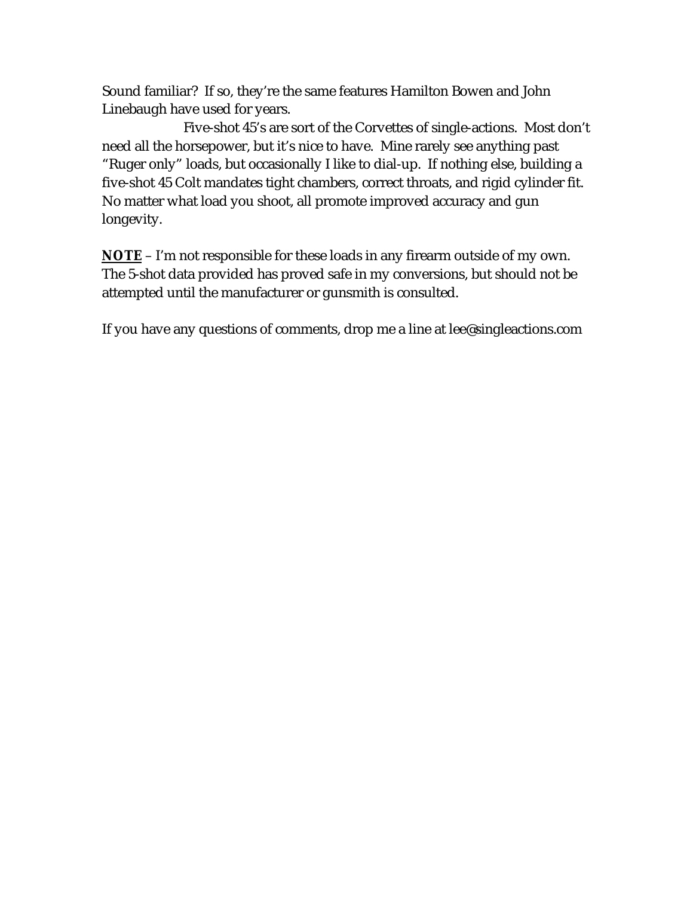Sound familiar? If so, they're the same features Hamilton Bowen and John Linebaugh have used for years.

Five-shot 45's are sort of the Corvettes of single-actions. Most don't need all the horsepower, but it's nice to have. Mine rarely see anything past "Ruger only" loads, but occasionally I like to dial-up. If nothing else, building a five-shot 45 Colt mandates tight chambers, correct throats, and rigid cylinder fit. No matter what load you shoot, all promote improved accuracy and gun longevity.

**<u>NOTE</u>** – I'm not responsible for these loads in any firearm outside of my own. The 5-shot data provided has proved safe in my conversions, but should not be attempted until the manufacturer or gunsmith is consulted.

If you have any questions of comments, drop me a line at lee@singleactions.com